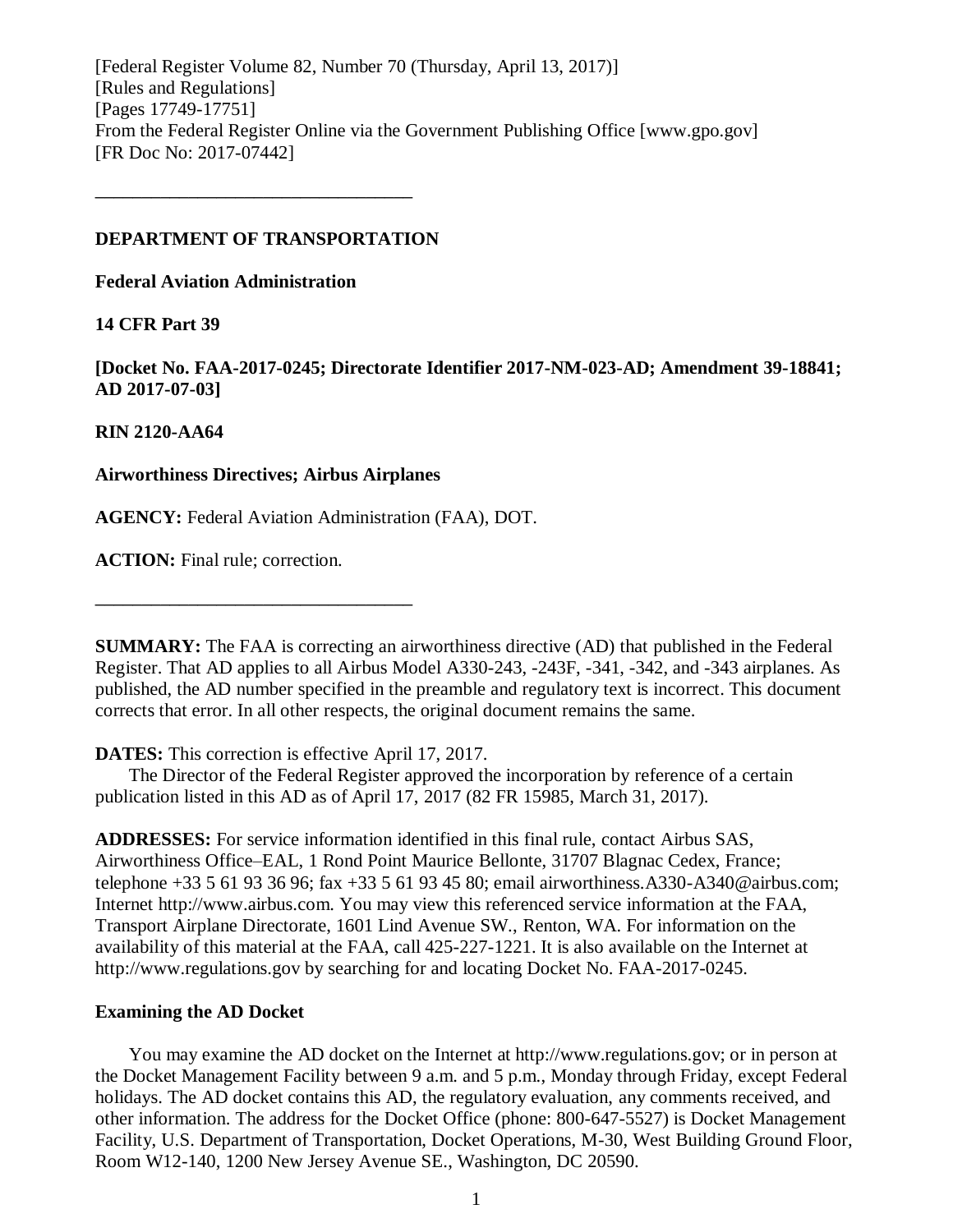[Federal Register Volume 82, Number 70 (Thursday, April 13, 2017)]
[Rules and Regulations]
[Pages 17749-17751]
From the Federal Register Online via the Government Publishing Office [www.gpo.gov]
[FR Doc No: 2017-07442]

---

**DEPARTMENT OF TRANSPORTATION**

**Federal Aviation Administration**

**14 CFR Part 39**

**[Docket No. FAA-2017-0245; Directorate Identifier 2017-NM-023-AD; Amendment 39-18841; AD 2017-07-03]**

**RIN 2120-AA64**

**Airworthiness Directives; Airbus Airplanes**

**AGENCY:** Federal Aviation Administration (FAA), DOT.

**ACTION:** Final rule; correction.

---

**SUMMARY:** The FAA is correcting an airworthiness directive (AD) that published in the Federal Register. That AD applies to all Airbus Model A330-243, -243F, -341, -342, and -343 airplanes. As published, the AD number specified in the preamble and regulatory text is incorrect. This document corrects that error. In all other respects, the original document remains the same.

**DATES:** This correction is effective April 17, 2017.

The Director of the Federal Register approved the incorporation by reference of a certain publication listed in this AD as of April 17, 2017 (82 FR 15985, March 31, 2017).

**ADDRESSES:** For service information identified in this final rule, contact Airbus SAS, Airworthiness Office–EAL, 1 Rond Point Maurice Bellonte, 31707 Blagnac Cedex, France; telephone +33 5 61 93 36 96; fax +33 5 61 93 45 80; email airworthiness.A330-A340@airbus.com; Internet http://www.airbus.com. You may view this referenced service information at the FAA, Transport Airplane Directorate, 1601 Lind Avenue SW., Renton, WA. For information on the availability of this material at the FAA, call 425-227-1221. It is also available on the Internet at http://www.regulations.gov by searching for and locating Docket No. FAA-2017-0245.

**Examining the AD Docket**

You may examine the AD docket on the Internet at http://www.regulations.gov; or in person at the Docket Management Facility between 9 a.m. and 5 p.m., Monday through Friday, except Federal holidays. The AD docket contains this AD, the regulatory evaluation, any comments received, and other information. The address for the Docket Office (phone: 800-647-5527) is Docket Management Facility, U.S. Department of Transportation, Docket Operations, M-30, West Building Ground Floor, Room W12-140, 1200 New Jersey Avenue SE., Washington, DC 20590.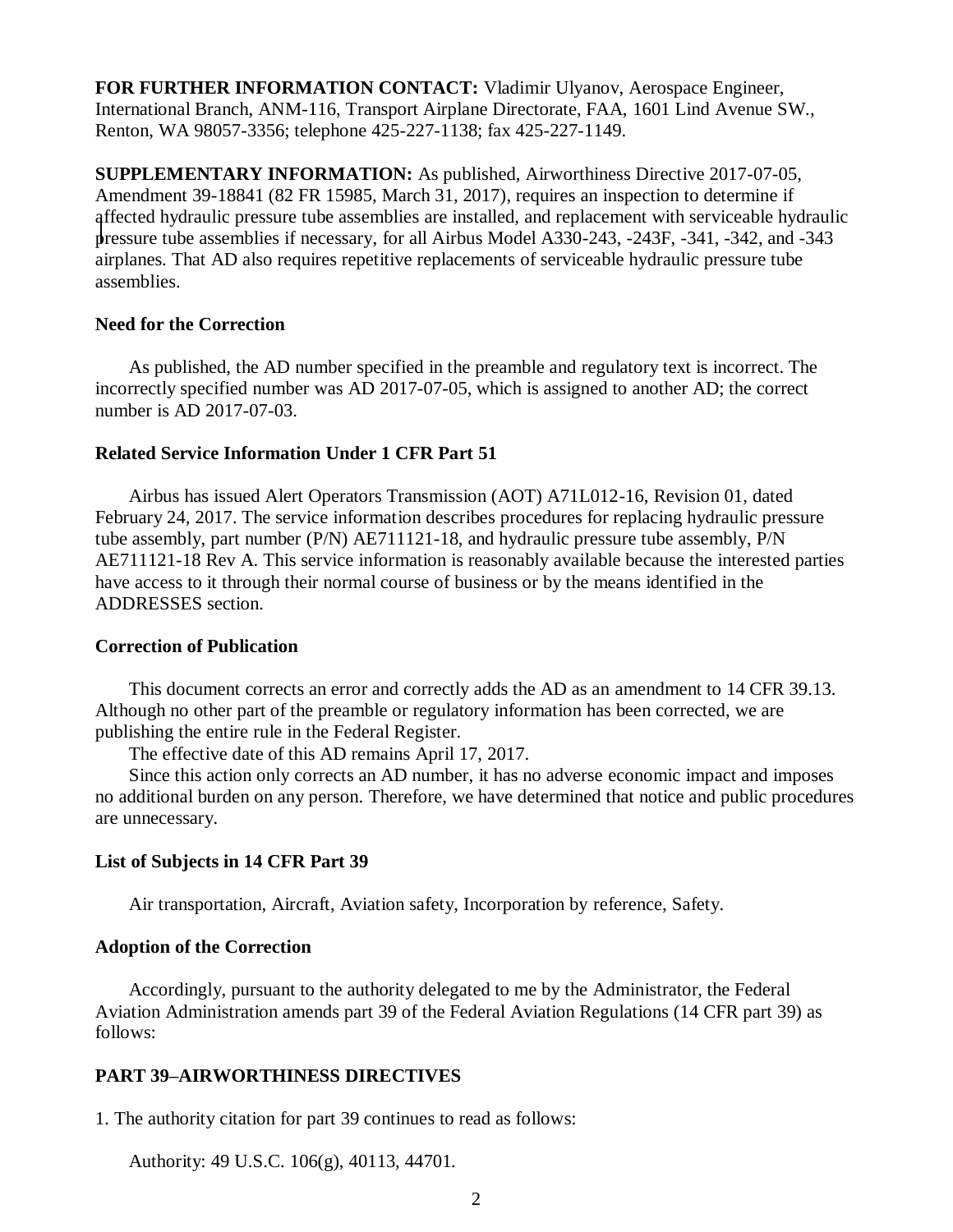**FOR FURTHER INFORMATION CONTACT:** Vladimir Ulyanov, Aerospace Engineer, International Branch, ANM-116, Transport Airplane Directorate, FAA, 1601 Lind Avenue SW., Renton, WA 98057-3356; telephone 425-227-1138; fax 425-227-1149.

**SUPPLEMENTARY INFORMATION:** As published, Airworthiness Directive 2017-07-05, Amendment 39-18841 (82 FR 15985, March 31, 2017), requires an inspection to determine if affected hydraulic pressure tube assemblies are installed, and replacement with serviceable hydraulic pressure tube assemblies if necessary, for all Airbus Model A330-243, -243F, -341, -342, and -343 airplanes. That AD also requires repetitive replacements of serviceable hydraulic pressure tube assemblies.

### Need for the Correction

As published, the AD number specified in the preamble and regulatory text is incorrect. The incorrectly specified number was AD 2017-07-05, which is assigned to another AD; the correct number is AD 2017-07-03.

### Related Service Information Under 1 CFR Part 51

Airbus has issued Alert Operators Transmission (AOT) A71L012-16, Revision 01, dated February 24, 2017. The service information describes procedures for replacing hydraulic pressure tube assembly, part number (P/N) AE711121-18, and hydraulic pressure tube assembly, P/N AE711121-18 Rev A. This service information is reasonably available because the interested parties have access to it through their normal course of business or by the means identified in the ADDRESSES section.

### Correction of Publication

This document corrects an error and correctly adds the AD as an amendment to 14 CFR 39.13. Although no other part of the preamble or regulatory information has been corrected, we are publishing the entire rule in the Federal Register.

The effective date of this AD remains April 17, 2017.

Since this action only corrects an AD number, it has no adverse economic impact and imposes no additional burden on any person. Therefore, we have determined that notice and public procedures are unnecessary.

### List of Subjects in 14 CFR Part 39

Air transportation, Aircraft, Aviation safety, Incorporation by reference, Safety.

### Adoption of the Correction

Accordingly, pursuant to the authority delegated to me by the Administrator, the Federal Aviation Administration amends part 39 of the Federal Aviation Regulations (14 CFR part 39) as follows:

### PART 39–AIRWORTHINESS DIRECTIVES

1. The authority citation for part 39 continues to read as follows:

Authority: 49 U.S.C. 106(g), 40113, 44701.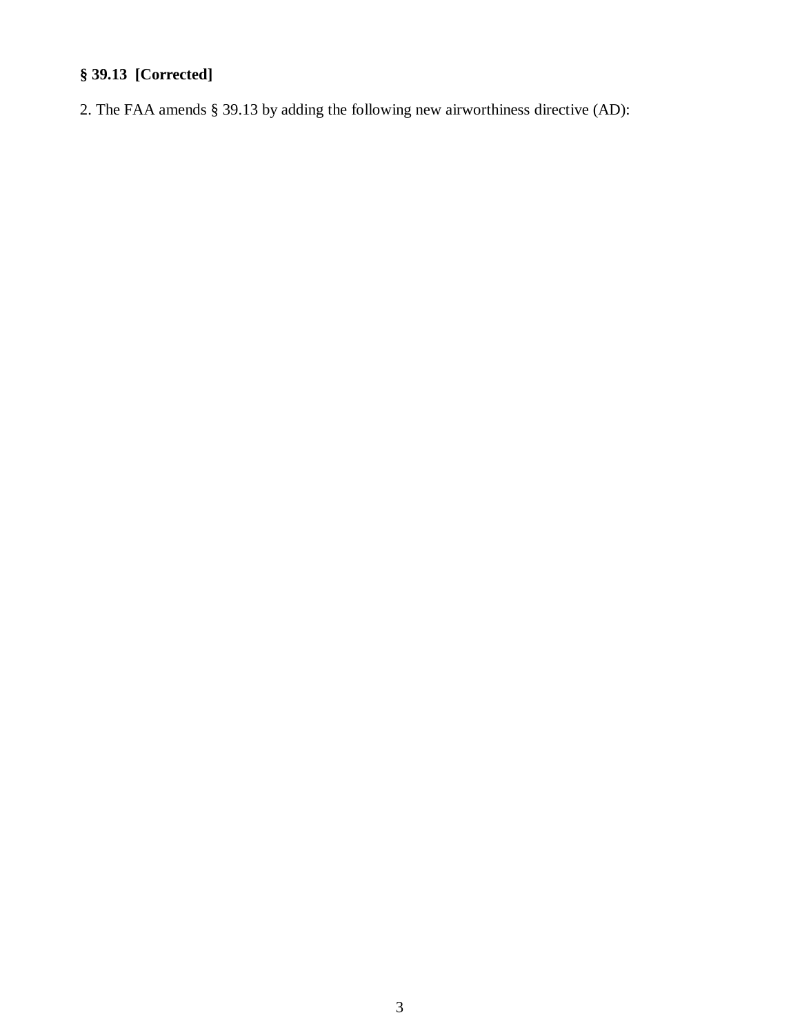**§ 39.13 [Corrected]**

2. The FAA amends § 39.13 by adding the following new airworthiness directive (AD):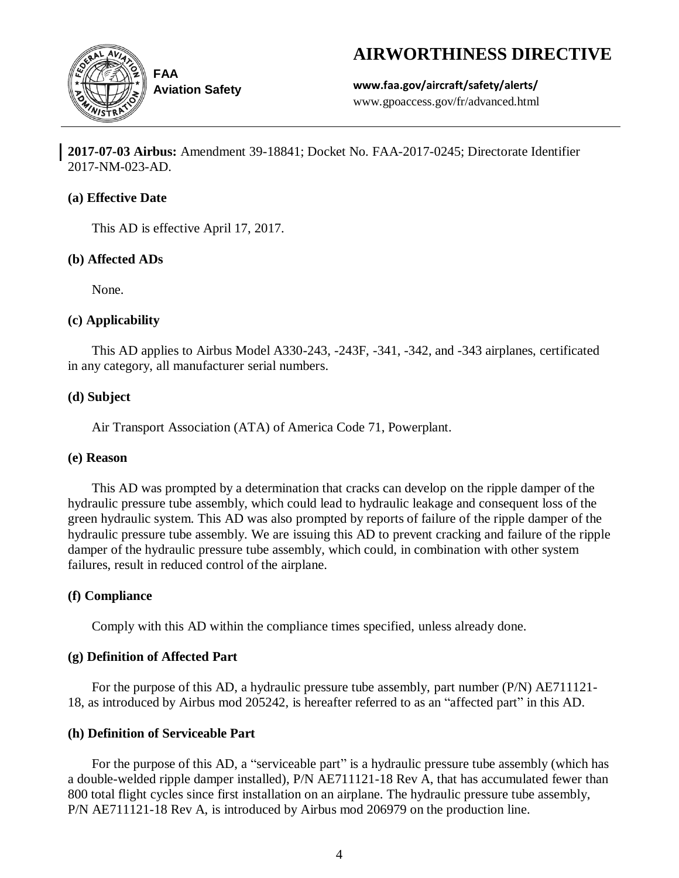# AIRWORTHINESS DIRECTIVE

FAA
Aviation Safety

**www.faa.gov/aircraft/safety/alerts/**
www.gpoaccess.gov/fr/advanced.html

**2017-07-03 Airbus:** Amendment 39-18841; Docket No. FAA-2017-0245; Directorate Identifier 2017-NM-023-AD.

### (a) Effective Date

This AD is effective April 17, 2017.

### (b) Affected ADs

None.

### (c) Applicability

This AD applies to Airbus Model A330-243, -243F, -341, -342, and -343 airplanes, certificated in any category, all manufacturer serial numbers.

### (d) Subject

Air Transport Association (ATA) of America Code 71, Powerplant.

### (e) Reason

This AD was prompted by a determination that cracks can develop on the ripple damper of the hydraulic pressure tube assembly, which could lead to hydraulic leakage and consequent loss of the green hydraulic system. This AD was also prompted by reports of failure of the ripple damper of the hydraulic pressure tube assembly. We are issuing this AD to prevent cracking and failure of the ripple damper of the hydraulic pressure tube assembly, which could, in combination with other system failures, result in reduced control of the airplane.

### (f) Compliance

Comply with this AD within the compliance times specified, unless already done.

### (g) Definition of Affected Part

For the purpose of this AD, a hydraulic pressure tube assembly, part number (P/N) AE711121-18, as introduced by Airbus mod 205242, is hereafter referred to as an "affected part" in this AD.

### (h) Definition of Serviceable Part

For the purpose of this AD, a "serviceable part" is a hydraulic pressure tube assembly (which has a double-welded ripple damper installed), P/N AE711121-18 Rev A, that has accumulated fewer than 800 total flight cycles since first installation on an airplane. The hydraulic pressure tube assembly, P/N AE711121-18 Rev A, is introduced by Airbus mod 206979 on the production line.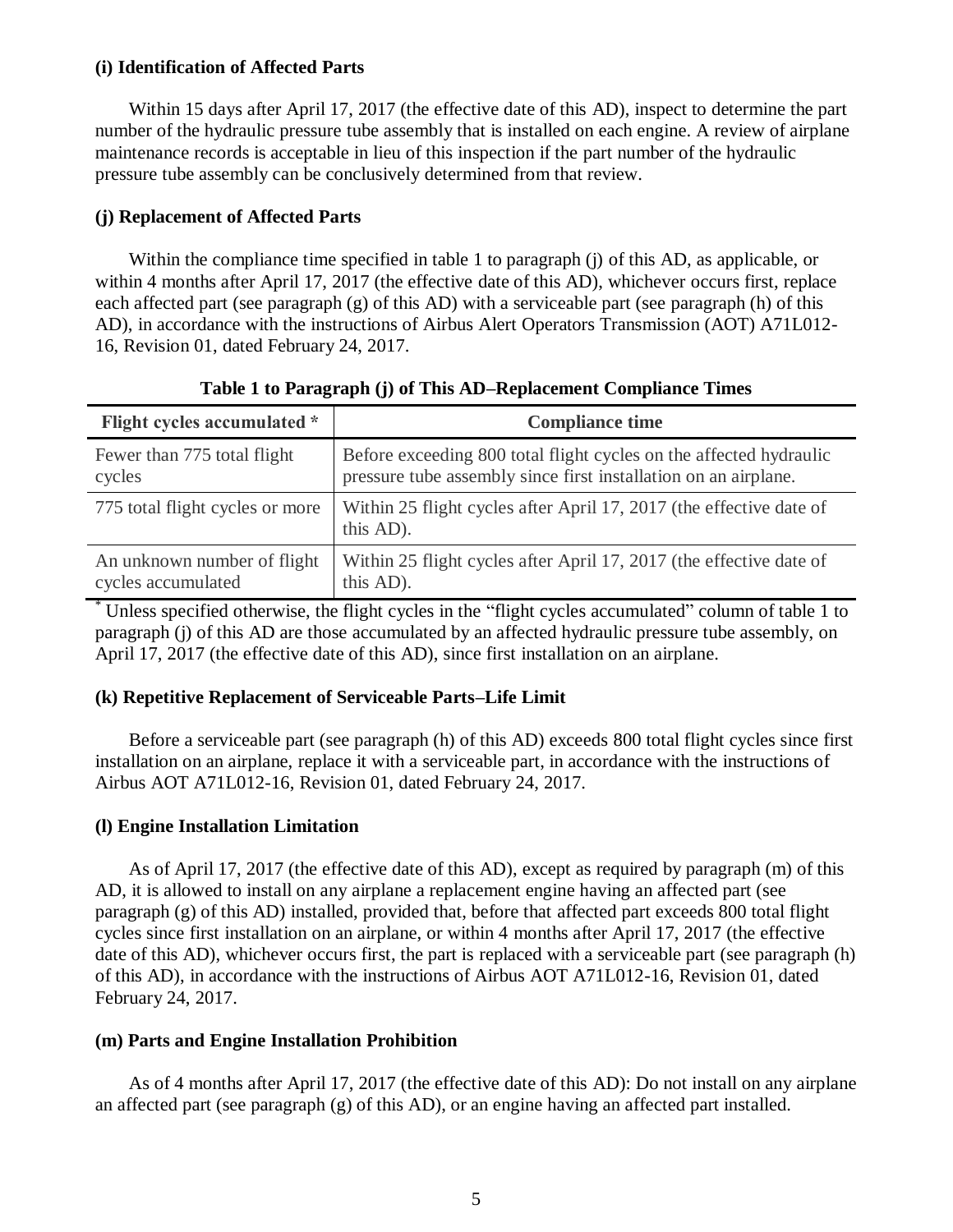### (i) Identification of Affected Parts

Within 15 days after April 17, 2017 (the effective date of this AD), inspect to determine the part number of the hydraulic pressure tube assembly that is installed on each engine. A review of airplane maintenance records is acceptable in lieu of this inspection if the part number of the hydraulic pressure tube assembly can be conclusively determined from that review.

### (j) Replacement of Affected Parts

Within the compliance time specified in table 1 to paragraph (j) of this AD, as applicable, or within 4 months after April 17, 2017 (the effective date of this AD), whichever occurs first, replace each affected part (see paragraph (g) of this AD) with a serviceable part (see paragraph (h) of this AD), in accordance with the instructions of Airbus Alert Operators Transmission (AOT) A71L012-16, Revision 01, dated February 24, 2017.

**Table 1 to Paragraph (j) of This AD–Replacement Compliance Times**

| Flight cycles accumulated * | Compliance time |
|---|---|
| Fewer than 775 total flight cycles | Before exceeding 800 total flight cycles on the affected hydraulic pressure tube assembly since first installation on an airplane. |
| 775 total flight cycles or more | Within 25 flight cycles after April 17, 2017 (the effective date of this AD). |
| An unknown number of flight cycles accumulated | Within 25 flight cycles after April 17, 2017 (the effective date of this AD). |

* Unless specified otherwise, the flight cycles in the "flight cycles accumulated" column of table 1 to paragraph (j) of this AD are those accumulated by an affected hydraulic pressure tube assembly, on April 17, 2017 (the effective date of this AD), since first installation on an airplane.

### (k) Repetitive Replacement of Serviceable Parts–Life Limit

Before a serviceable part (see paragraph (h) of this AD) exceeds 800 total flight cycles since first installation on an airplane, replace it with a serviceable part, in accordance with the instructions of Airbus AOT A71L012-16, Revision 01, dated February 24, 2017.

### (l) Engine Installation Limitation

As of April 17, 2017 (the effective date of this AD), except as required by paragraph (m) of this AD, it is allowed to install on any airplane a replacement engine having an affected part (see paragraph (g) of this AD) installed, provided that, before that affected part exceeds 800 total flight cycles since first installation on an airplane, or within 4 months after April 17, 2017 (the effective date of this AD), whichever occurs first, the part is replaced with a serviceable part (see paragraph (h) of this AD), in accordance with the instructions of Airbus AOT A71L012-16, Revision 01, dated February 24, 2017.

### (m) Parts and Engine Installation Prohibition

As of 4 months after April 17, 2017 (the effective date of this AD): Do not install on any airplane an affected part (see paragraph (g) of this AD), or an engine having an affected part installed.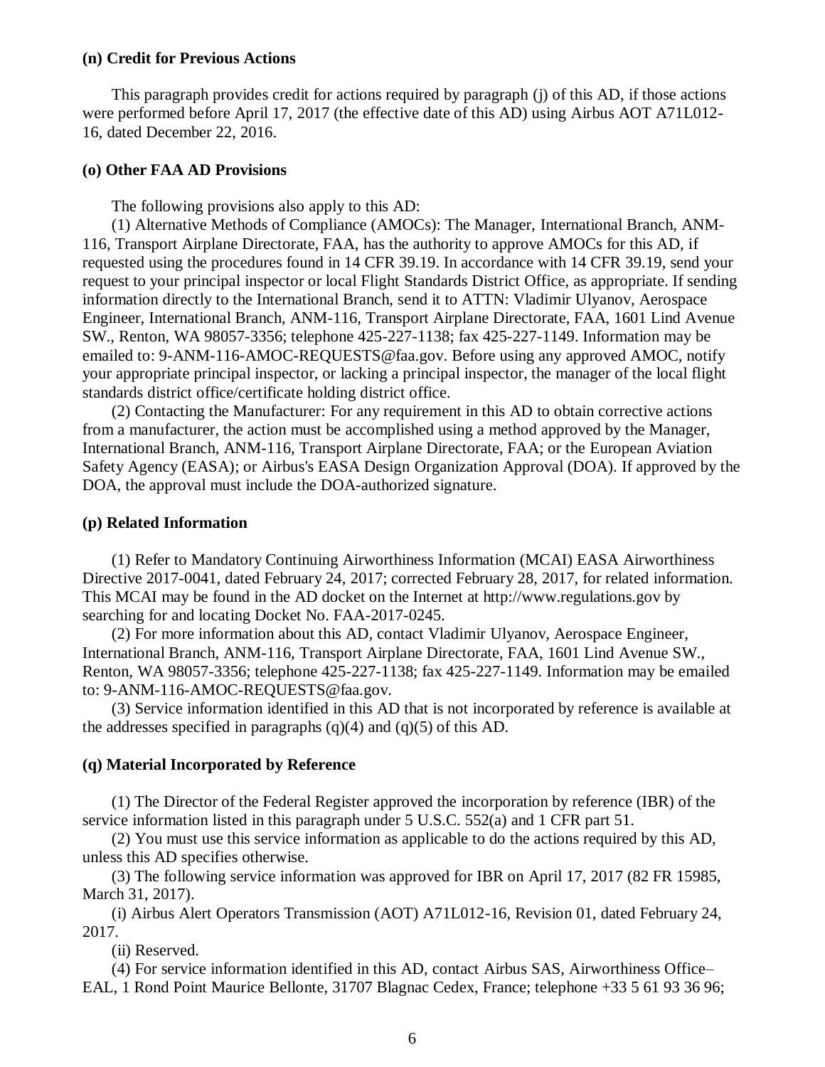**(n) Credit for Previous Actions**

This paragraph provides credit for actions required by paragraph (j) of this AD, if those actions were performed before April 17, 2017 (the effective date of this AD) using Airbus AOT A71L012-16, dated December 22, 2016.

**(o) Other FAA AD Provisions**

The following provisions also apply to this AD:

(1) Alternative Methods of Compliance (AMOCs): The Manager, International Branch, ANM-116, Transport Airplane Directorate, FAA, has the authority to approve AMOCs for this AD, if requested using the procedures found in 14 CFR 39.19. In accordance with 14 CFR 39.19, send your request to your principal inspector or local Flight Standards District Office, as appropriate. If sending information directly to the International Branch, send it to ATTN: Vladimir Ulyanov, Aerospace Engineer, International Branch, ANM-116, Transport Airplane Directorate, FAA, 1601 Lind Avenue SW., Renton, WA 98057-3356; telephone 425-227-1138; fax 425-227-1149. Information may be emailed to: 9-ANM-116-AMOC-REQUESTS@faa.gov. Before using any approved AMOC, notify your appropriate principal inspector, or lacking a principal inspector, the manager of the local flight standards district office/certificate holding district office.

(2) Contacting the Manufacturer: For any requirement in this AD to obtain corrective actions from a manufacturer, the action must be accomplished using a method approved by the Manager, International Branch, ANM-116, Transport Airplane Directorate, FAA; or the European Aviation Safety Agency (EASA); or Airbus's EASA Design Organization Approval (DOA). If approved by the DOA, the approval must include the DOA-authorized signature.

**(p) Related Information**

(1) Refer to Mandatory Continuing Airworthiness Information (MCAI) EASA Airworthiness Directive 2017-0041, dated February 24, 2017; corrected February 28, 2017, for related information. This MCAI may be found in the AD docket on the Internet at http://www.regulations.gov by searching for and locating Docket No. FAA-2017-0245.

(2) For more information about this AD, contact Vladimir Ulyanov, Aerospace Engineer, International Branch, ANM-116, Transport Airplane Directorate, FAA, 1601 Lind Avenue SW., Renton, WA 98057-3356; telephone 425-227-1138; fax 425-227-1149. Information may be emailed to: 9-ANM-116-AMOC-REQUESTS@faa.gov.

(3) Service information identified in this AD that is not incorporated by reference is available at the addresses specified in paragraphs (q)(4) and (q)(5) of this AD.

**(q) Material Incorporated by Reference**

(1) The Director of the Federal Register approved the incorporation by reference (IBR) of the service information listed in this paragraph under 5 U.S.C. 552(a) and 1 CFR part 51.

(2) You must use this service information as applicable to do the actions required by this AD, unless this AD specifies otherwise.

(3) The following service information was approved for IBR on April 17, 2017 (82 FR 15985, March 31, 2017).

(i) Airbus Alert Operators Transmission (AOT) A71L012-16, Revision 01, dated February 24, 2017.

(ii) Reserved.

(4) For service information identified in this AD, contact Airbus SAS, Airworthiness Office–EAL, 1 Rond Point Maurice Bellonte, 31707 Blagnac Cedex, France; telephone +33 5 61 93 36 96;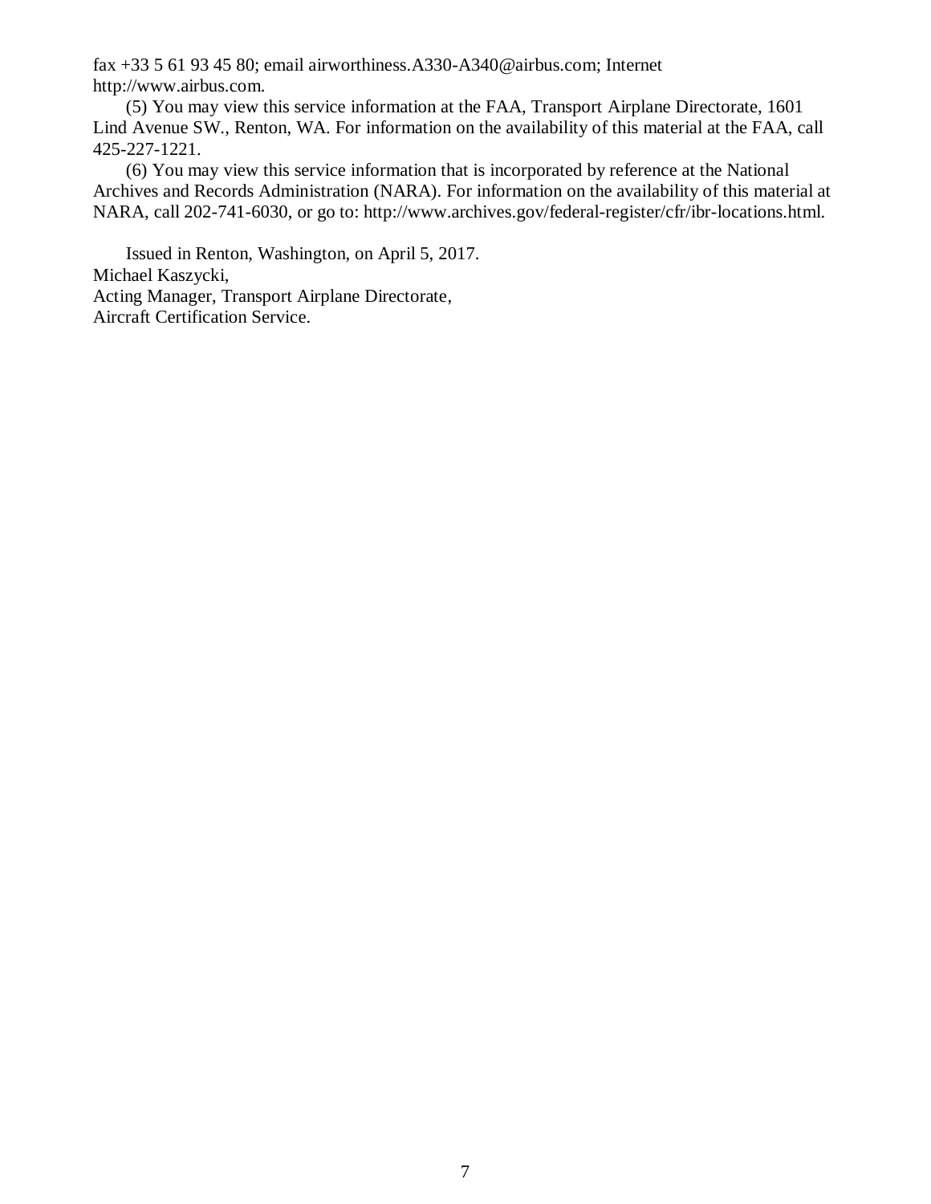fax +33 5 61 93 45 80; email airworthiness.A330-A340@airbus.com; Internet http://www.airbus.com.

(5) You may view this service information at the FAA, Transport Airplane Directorate, 1601 Lind Avenue SW., Renton, WA. For information on the availability of this material at the FAA, call 425-227-1221.

(6) You may view this service information that is incorporated by reference at the National Archives and Records Administration (NARA). For information on the availability of this material at NARA, call 202-741-6030, or go to: http://www.archives.gov/federal-register/cfr/ibr-locations.html.

Issued in Renton, Washington, on April 5, 2017.

Michael Kaszycki,

Acting Manager, Transport Airplane Directorate,

Aircraft Certification Service.